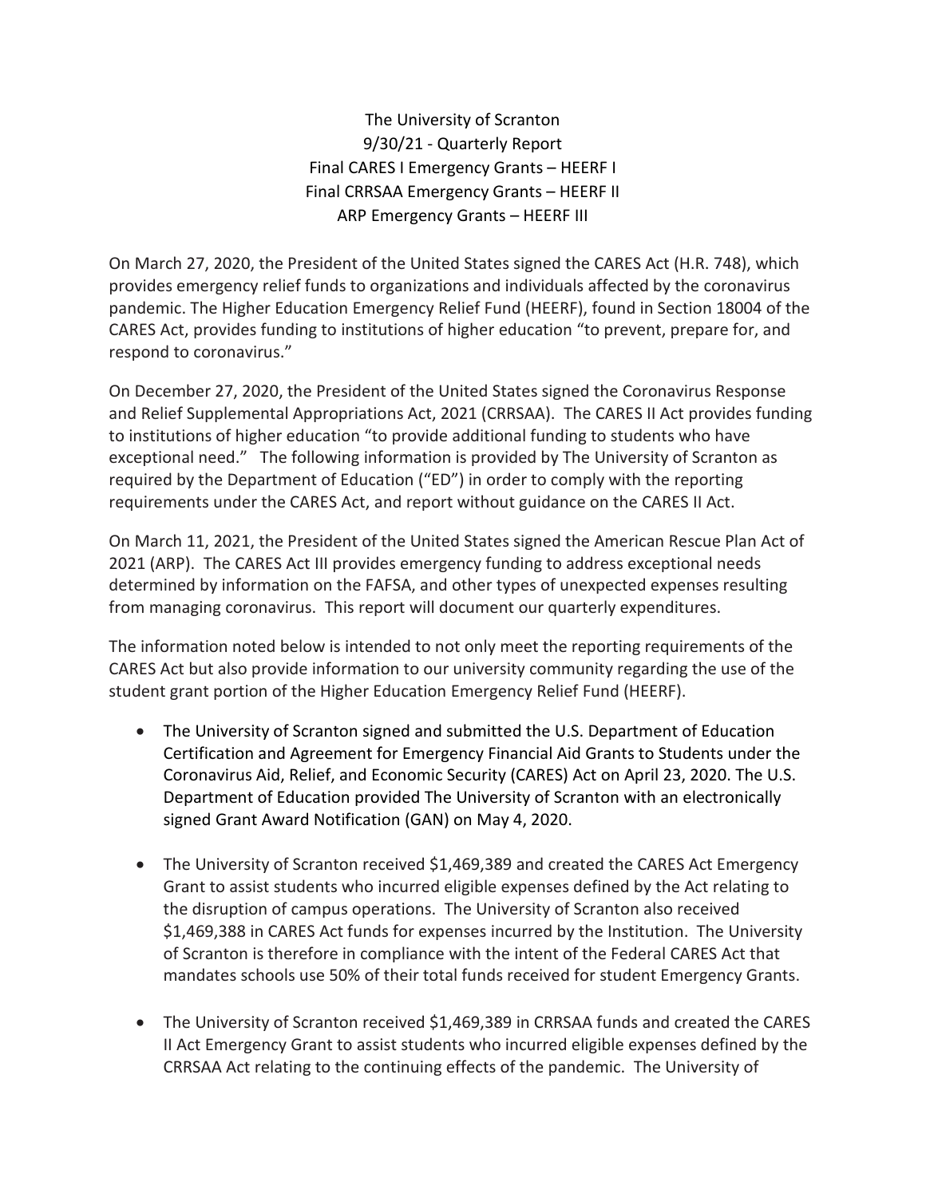# The University of Scranton
## 9/30/21 - Quarterly Report
## Final CARES I Emergency Grants – HEERF I
## Final CRRSAA Emergency Grants – HEERF II
## ARP Emergency Grants – HEERF III

On March 27, 2020, the President of the United States signed the CARES Act (H.R. 748), which provides emergency relief funds to organizations and individuals affected by the coronavirus pandemic. The Higher Education Emergency Relief Fund (HEERF), found in Section 18004 of the CARES Act, provides funding to institutions of higher education "to prevent, prepare for, and respond to coronavirus."

On December 27, 2020, the President of the United States signed the Coronavirus Response and Relief Supplemental Appropriations Act, 2021 (CRRSAA). The CARES II Act provides funding to institutions of higher education "to provide additional funding to students who have exceptional need." The following information is provided by The University of Scranton as required by the Department of Education ("ED") in order to comply with the reporting requirements under the CARES Act, and report without guidance on the CARES II Act.

On March 11, 2021, the President of the United States signed the American Rescue Plan Act of 2021 (ARP). The CARES Act III provides emergency funding to address exceptional needs determined by information on the FAFSA, and other types of unexpected expenses resulting from managing coronavirus. This report will document our quarterly expenditures.

The information noted below is intended to not only meet the reporting requirements of the CARES Act but also provide information to our university community regarding the use of the student grant portion of the Higher Education Emergency Relief Fund (HEERF).

- The University of Scranton signed and submitted the U.S. Department of Education Certification and Agreement for Emergency Financial Aid Grants to Students under the Coronavirus Aid, Relief, and Economic Security (CARES) Act on April 23, 2020. The U.S. Department of Education provided The University of Scranton with an electronically signed Grant Award Notification (GAN) on May 4, 2020.

- The University of Scranton received $1,469,389 and created the CARES Act Emergency Grant to assist students who incurred eligible expenses defined by the Act relating to the disruption of campus operations. The University of Scranton also received $1,469,388 in CARES Act funds for expenses incurred by the Institution. The University of Scranton is therefore in compliance with the intent of the Federal CARES Act that mandates schools use 50% of their total funds received for student Emergency Grants.

- The University of Scranton received $1,469,389 in CRRSAA funds and created the CARES II Act Emergency Grant to assist students who incurred eligible expenses defined by the CRRSAA Act relating to the continuing effects of the pandemic. The University of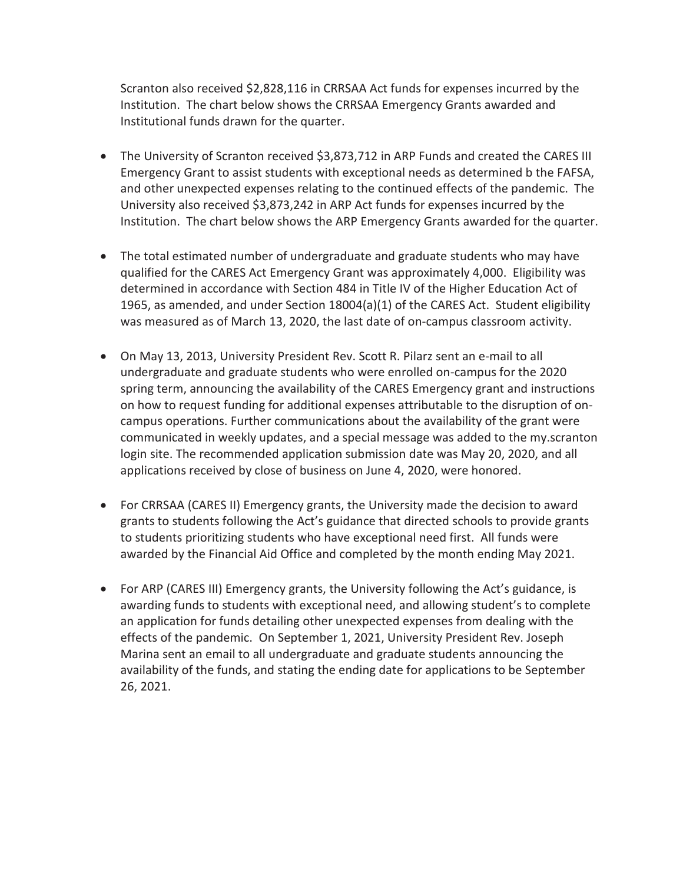Scranton also received $2,828,116 in CRRSAA Act funds for expenses incurred by the Institution. The chart below shows the CRRSAA Emergency Grants awarded and Institutional funds drawn for the quarter.

- The University of Scranton received $3,873,712 in ARP Funds and created the CARES III Emergency Grant to assist students with exceptional needs as determined b the FAFSA, and other unexpected expenses relating to the continued effects of the pandemic. The University also received $3,873,242 in ARP Act funds for expenses incurred by the Institution. The chart below shows the ARP Emergency Grants awarded for the quarter.

- The total estimated number of undergraduate and graduate students who may have qualified for the CARES Act Emergency Grant was approximately 4,000. Eligibility was determined in accordance with Section 484 in Title IV of the Higher Education Act of 1965, as amended, and under Section 18004(a)(1) of the CARES Act. Student eligibility was measured as of March 13, 2020, the last date of on-campus classroom activity.

- On May 13, 2013, University President Rev. Scott R. Pilarz sent an e-mail to all undergraduate and graduate students who were enrolled on-campus for the 2020 spring term, announcing the availability of the CARES Emergency grant and instructions on how to request funding for additional expenses attributable to the disruption of on-campus operations. Further communications about the availability of the grant were communicated in weekly updates, and a special message was added to the my.scranton login site. The recommended application submission date was May 20, 2020, and all applications received by close of business on June 4, 2020, were honored.

- For CRRSAA (CARES II) Emergency grants, the University made the decision to award grants to students following the Act's guidance that directed schools to provide grants to students prioritizing students who have exceptional need first. All funds were awarded by the Financial Aid Office and completed by the month ending May 2021.

- For ARP (CARES III) Emergency grants, the University following the Act's guidance, is awarding funds to students with exceptional need, and allowing student's to complete an application for funds detailing other unexpected expenses from dealing with the effects of the pandemic. On September 1, 2021, University President Rev. Joseph Marina sent an email to all undergraduate and graduate students announcing the availability of the funds, and stating the ending date for applications to be September 26, 2021.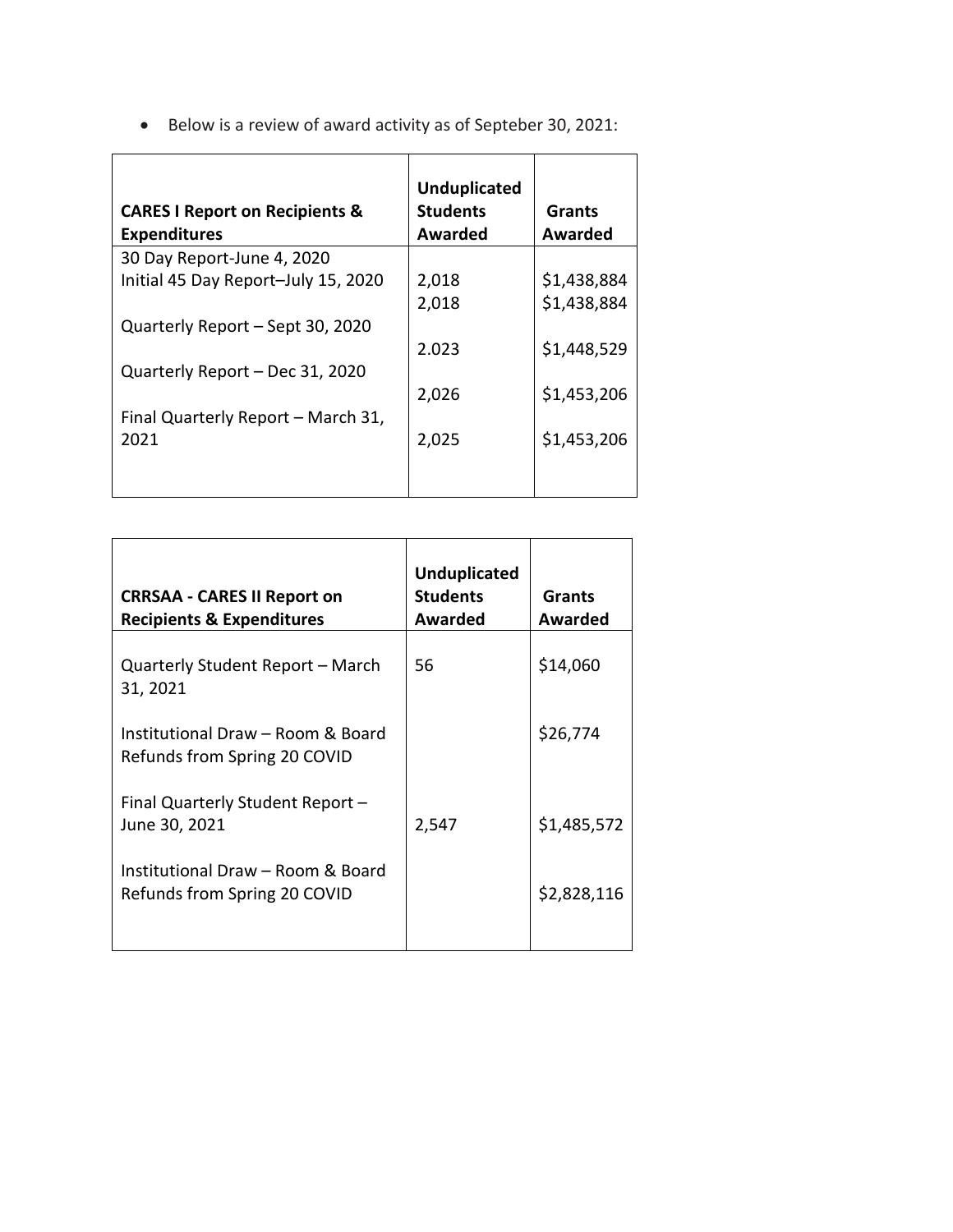- Below is a review of award activity as of Septeber 30, 2021:

| CARES I Report on Recipients & Expenditures | Unduplicated Students Awarded | Grants Awarded |
|---|---|---|
| 30 Day Report-June 4, 2020 | 2,018 | $1,438,884 |
| Initial 45 Day Report–July 15, 2020 | 2,018 | $1,438,884 |
| Quarterly Report – Sept 30, 2020 | 2.023 | $1,448,529 |
| Quarterly Report – Dec 31, 2020 | 2,026 | $1,453,206 |
| Final Quarterly Report – March 31, 2021 | 2,025 | $1,453,206 |

| CRRSAA - CARES II Report on Recipients & Expenditures | Unduplicated Students Awarded | Grants Awarded |
|---|---|---|
| Quarterly Student Report – March 31, 2021 | 56 | $14,060 |
| Institutional Draw – Room & Board Refunds from Spring 20 COVID | | $26,774 |
| Final Quarterly Student Report – June 30, 2021 | 2,547 | $1,485,572 |
| Institutional Draw – Room & Board Refunds from Spring 20 COVID | | $2,828,116 |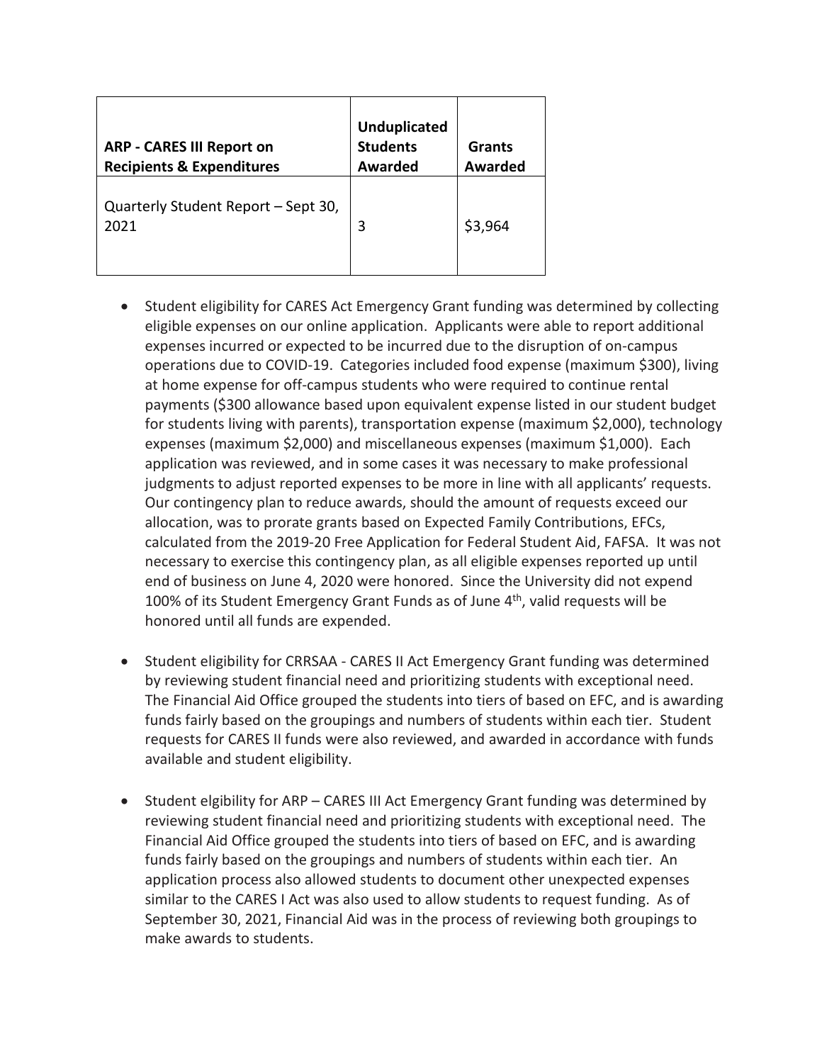| ARP - CARES III Report on Recipients & Expenditures | Unduplicated Students Awarded | Grants Awarded |
|---|---|---|
| Quarterly Student Report – Sept 30, 2021 | 3 | $3,964 |

- Student eligibility for CARES Act Emergency Grant funding was determined by collecting eligible expenses on our online application. Applicants were able to report additional expenses incurred or expected to be incurred due to the disruption of on-campus operations due to COVID-19. Categories included food expense (maximum $300), living at home expense for off-campus students who were required to continue rental payments ($300 allowance based upon equivalent expense listed in our student budget for students living with parents), transportation expense (maximum $2,000), technology expenses (maximum $2,000) and miscellaneous expenses (maximum $1,000). Each application was reviewed, and in some cases it was necessary to make professional judgments to adjust reported expenses to be more in line with all applicants' requests. Our contingency plan to reduce awards, should the amount of requests exceed our allocation, was to prorate grants based on Expected Family Contributions, EFCs, calculated from the 2019-20 Free Application for Federal Student Aid, FAFSA. It was not necessary to exercise this contingency plan, as all eligible expenses reported up until end of business on June 4, 2020 were honored. Since the University did not expend 100% of its Student Emergency Grant Funds as of June 4th, valid requests will be honored until all funds are expended.

- Student eligibility for CRRSAA - CARES II Act Emergency Grant funding was determined by reviewing student financial need and prioritizing students with exceptional need. The Financial Aid Office grouped the students into tiers of based on EFC, and is awarding funds fairly based on the groupings and numbers of students within each tier. Student requests for CARES II funds were also reviewed, and awarded in accordance with funds available and student eligibility.

- Student elgibility for ARP – CARES III Act Emergency Grant funding was determined by reviewing student financial need and prioritizing students with exceptional need. The Financial Aid Office grouped the students into tiers of based on EFC, and is awarding funds fairly based on the groupings and numbers of students within each tier. An application process also allowed students to document other unexpected expenses similar to the CARES I Act was also used to allow students to request funding. As of September 30, 2021, Financial Aid was in the process of reviewing both groupings to make awards to students.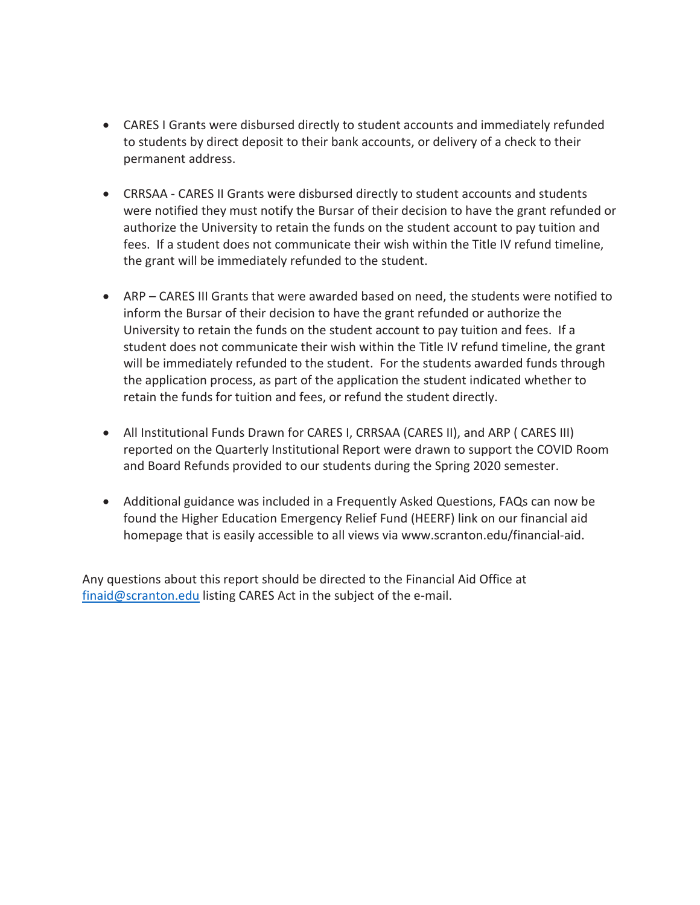- CARES I Grants were disbursed directly to student accounts and immediately refunded to students by direct deposit to their bank accounts, or delivery of a check to their permanent address.

- CRRSAA - CARES II Grants were disbursed directly to student accounts and students were notified they must notify the Bursar of their decision to have the grant refunded or authorize the University to retain the funds on the student account to pay tuition and fees. If a student does not communicate their wish within the Title IV refund timeline, the grant will be immediately refunded to the student.

- ARP – CARES III Grants that were awarded based on need, the students were notified to inform the Bursar of their decision to have the grant refunded or authorize the University to retain the funds on the student account to pay tuition and fees. If a student does not communicate their wish within the Title IV refund timeline, the grant will be immediately refunded to the student. For the students awarded funds through the application process, as part of the application the student indicated whether to retain the funds for tuition and fees, or refund the student directly.

- All Institutional Funds Drawn for CARES I, CRRSAA (CARES II), and ARP ( CARES III) reported on the Quarterly Institutional Report were drawn to support the COVID Room and Board Refunds provided to our students during the Spring 2020 semester.

- Additional guidance was included in a Frequently Asked Questions, FAQs can now be found the Higher Education Emergency Relief Fund (HEERF) link on our financial aid homepage that is easily accessible to all views via www.scranton.edu/financial-aid.

Any questions about this report should be directed to the Financial Aid Office at [finaid@scranton.edu](mailto:finaid@scranton.edu) listing CARES Act in the subject of the e-mail.